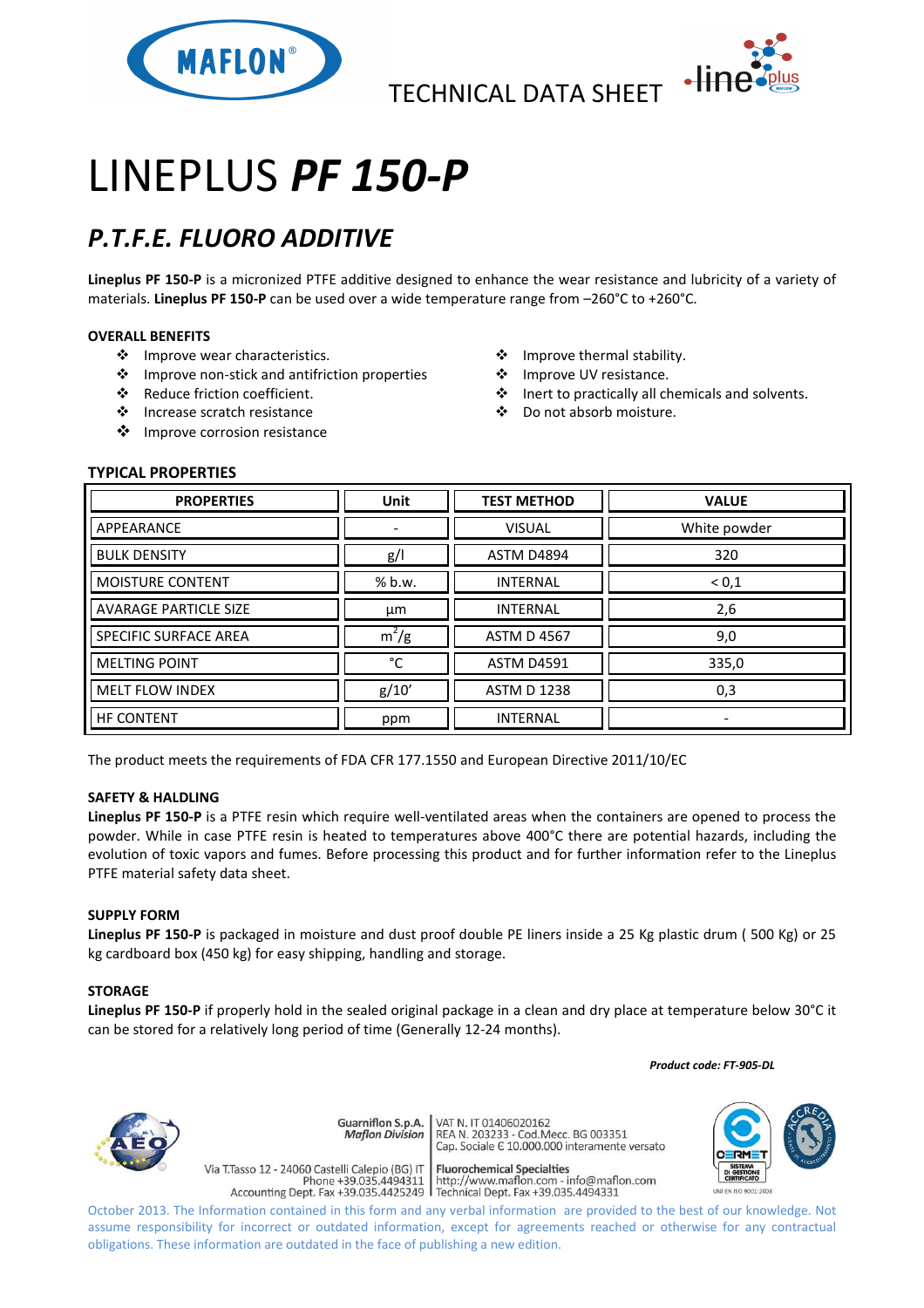TECHNICAL DATA SHEET

# LINEPLUS ***PF 150-P***

## *P.T.F.E. FLUORO ADDITIVE*

**Lineplus PF 150-P** is a micronized PTFE additive designed to enhance the wear resistance and lubricity of a variety of materials. **Lineplus PF 150-P** can be used over a wide temperature range from –260°C to +260°C.

### OVERALL BENEFITS

- Improve wear characteristics.
- Improve non-stick and antifriction properties
- Reduce friction coefficient.
- Increase scratch resistance
- Improve corrosion resistance
- Improve thermal stability.
- Improve UV resistance.
- Inert to practically all chemicals and solvents.
- Do not absorb moisture.

### TYPICAL PROPERTIES

| PROPERTIES | Unit | TEST METHOD | VALUE |
|---|---|---|---|
| APPEARANCE | - | VISUAL | White powder |
| BULK DENSITY | g/l | ASTM D4894 | 320 |
| MOISTURE CONTENT | % b.w. | INTERNAL | < 0,1 |
| AVARAGE PARTICLE SIZE | µm | INTERNAL | 2,6 |
| SPECIFIC SURFACE AREA | $m^2/g$ | ASTM D 4567 | 9,0 |
| MELTING POINT | °C | ASTM D4591 | 335,0 |
| MELT FLOW INDEX | g/10' | ASTM D 1238 | 0,3 |
| HF CONTENT | ppm | INTERNAL | - |

The product meets the requirements of FDA CFR 177.1550 and European Directive 2011/10/EC

### SAFETY & HALDLING

**Lineplus PF 150-P** is a PTFE resin which require well-ventilated areas when the containers are opened to process the powder. While in case PTFE resin is heated to temperatures above 400°C there are potential hazards, including the evolution of toxic vapors and fumes. Before processing this product and for further information refer to the Lineplus PTFE material safety data sheet.

### SUPPLY FORM

**Lineplus PF 150-P** is packaged in moisture and dust proof double PE liners inside a 25 Kg plastic drum ( 500 Kg) or 25 kg cardboard box (450 kg) for easy shipping, handling and storage.

### STORAGE

**Lineplus PF 150-P** if properly hold in the sealed original package in a clean and dry place at temperature below 30°C it can be stored for a relatively long period of time (Generally 12-24 months).

***Product code: FT-905-DL***

Guarniflon S.p.A. *Maflon Division* | VAT N. IT 01406020162 | REA N. 203233 - Cod.Mecc. BG 003351 | Cap. Sociale € 10.000.000 interamente versato

Via T.Tasso 12 - 24060 Castelli Calepio (BG) IT | Phone +39.035.4494311 | Accounting Dept. Fax +39.035.4425249 | **Fluorochemical Specialties** | http://www.maflon.com - info@maflon.com | Technical Dept. Fax +39.035.4494331

UNI EN ISO 9001:2008

October 2013. The Information contained in this form and any verbal information are provided to the best of our knowledge. Not assume responsibility for incorrect or outdated information, except for agreements reached or otherwise for any contractual obligations. These information are outdated in the face of publishing a new edition.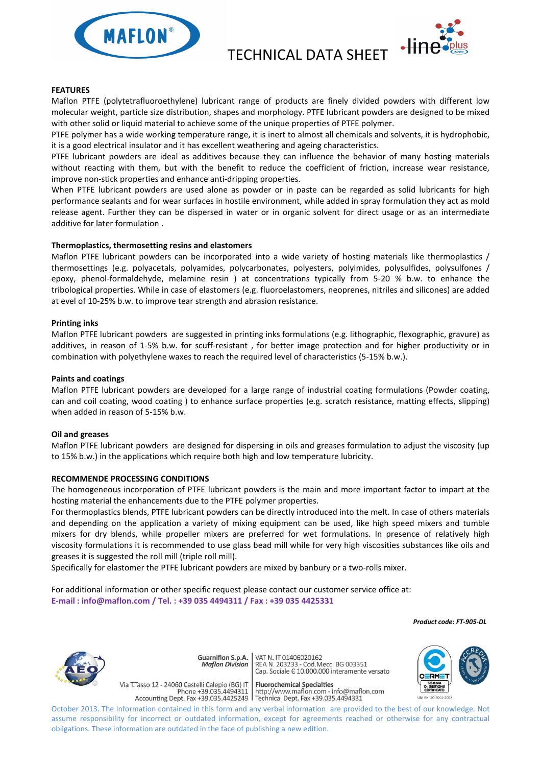# TECHNICAL DATA SHEET

## FEATURES

Maflon PTFE (polytetrafluoroethylene) lubricant range of products are finely divided powders with different low molecular weight, particle size distribution, shapes and morphology. PTFE lubricant powders are designed to be mixed with other solid or liquid material to achieve some of the unique properties of PTFE polymer.

PTFE polymer has a wide working temperature range, it is inert to almost all chemicals and solvents, it is hydrophobic, it is a good electrical insulator and it has excellent weathering and ageing characteristics.

PTFE lubricant powders are ideal as additives because they can influence the behavior of many hosting materials without reacting with them, but with the benefit to reduce the coefficient of friction, increase wear resistance, improve non-stick properties and enhance anti-dripping properties.

When PTFE lubricant powders are used alone as powder or in paste can be regarded as solid lubricants for high performance sealants and for wear surfaces in hostile environment, while added in spray formulation they act as mold release agent. Further they can be dispersed in water or in organic solvent for direct usage or as an intermediate additive for later formulation .

### Thermoplastics, thermosetting resins and elastomers

Maflon PTFE lubricant powders can be incorporated into a wide variety of hosting materials like thermoplastics / thermosettings (e.g. polyacetals, polyamides, polycarbonates, polyesters, polyimides, polysulfides, polysulfones / epoxy, phenol-formaldehyde, melamine resin ) at concentrations typically from 5-20 % b.w. to enhance the tribological properties. While in case of elastomers (e.g. fluoroelastomers, neoprenes, nitriles and silicones) are added at evel of 10-25% b.w. to improve tear strength and abrasion resistance.

### Printing inks

Maflon PTFE lubricant powders are suggested in printing inks formulations (e.g. lithographic, flexographic, gravure) as additives, in reason of 1-5% b.w. for scuff-resistant , for better image protection and for higher productivity or in combination with polyethylene waxes to reach the required level of characteristics (5-15% b.w.).

### Paints and coatings

Maflon PTFE lubricant powders are developed for a large range of industrial coating formulations (Powder coating, can and coil coating, wood coating ) to enhance surface properties (e.g. scratch resistance, matting effects, slipping) when added in reason of 5-15% b.w.

### Oil and greases

Maflon PTFE lubricant powders are designed for dispersing in oils and greases formulation to adjust the viscosity (up to 15% b.w.) in the applications which require both high and low temperature lubricity.

## RECOMMENDE PROCESSING CONDITIONS

The homogeneous incorporation of PTFE lubricant powders is the main and more important factor to impart at the hosting material the enhancements due to the PTFE polymer properties.

For thermoplastics blends, PTFE lubricant powders can be directly introduced into the melt. In case of others materials and depending on the application a variety of mixing equipment can be used, like high speed mixers and tumble mixers for dry blends, while propeller mixers are preferred for wet formulations. In presence of relatively high viscosity formulations it is recommended to use glass bead mill while for very high viscosities substances like oils and greases it is suggested the roll mill (triple roll mill).

Specifically for elastomer the PTFE lubricant powders are mixed by banbury or a two-rolls mixer.

For additional information or other specific request please contact our customer service office at:
**E-mail : info@maflon.com / Tel. : +39 035 4494311 / Fax : +39 035 4425331**

***Product code: FT-905-DL***

Guarniflon S.p.A. *Maflon Division*
Via T.Tasso 12 - 24060 Castelli Calepio (BG) IT
Phone +39.035.4494311
Accounting Dept. Fax +39.035.4425249

VAT N. IT 01406020162
REA N. 203233 - Cod.Mecc. BG 003351
Cap. Sociale € 10.000.000 interamente versato

**Fluorochemical Specialties**
http://www.maflon.com - info@maflon.com
Technical Dept. Fax +39.035.4494331

October 2013. The Information contained in this form and any verbal information are provided to the best of our knowledge. Not assume responsibility for incorrect or outdated information, except for agreements reached or otherwise for any contractual obligations. These information are outdated in the face of publishing a new edition.